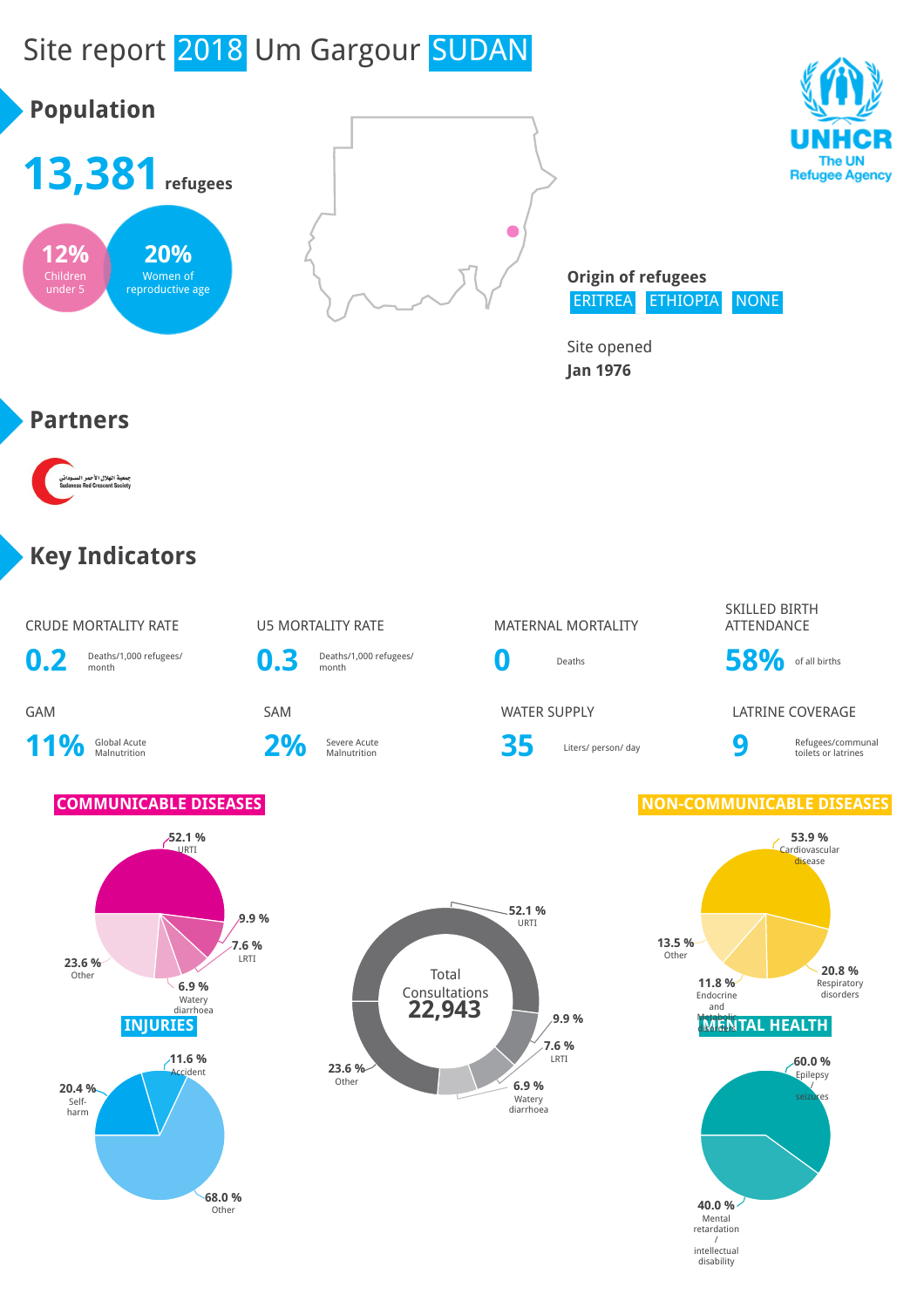# Site report 2018 Um Gargour SUDAN

UNHCR
The UN Refugee Agency

## Population

**13,381** refugees

- **12%** Children under 5
- **20%** Women of reproductive age

**Origin of refugees**

ERITREA | ETHIOPIA | NONE

Site opened
**Jan 1976**

## Partners

جمعية الهلال الأحمر السوداني
Sudanese Red Crescent Society

## Key Indicators

| Indicator | Value | Unit |
|---|---|---|
| CRUDE MORTALITY RATE | 0.2 | Deaths/1,000 refugees/ month |
| U5 MORTALITY RATE | 0.3 | Deaths/1,000 refugees/ month |
| MATERNAL MORTALITY | 0 | Deaths |
| SKILLED BIRTH ATTENDANCE | 58% | of all births |
| GAM | 11% | Global Acute Malnutrition |
| SAM | 2% | Severe Acute Malnutrition |
| WATER SUPPLY | 35 | Liters/ person/ day |
| LATRINE COVERAGE | 9 | Refugees/communal toilets or latrines |

### COMMUNICABLE DISEASES

| Disease | % |
|---|---|
| URTI | 52.1 % |
| (unlabelled) | 9.9 % |
| LRTI | 7.6 % |
| Watery diarrhoea | 6.9 % |
| Other | 23.6 % |

**Total Consultations 22,943**

| Disease | % |
|---|---|
| URTI | 52.1 % |
| (unlabelled) | 9.9 % |
| LRTI | 7.6 % |
| Watery diarrhoea | 6.9 % |
| Other | 23.6 % |

### NON-COMMUNICABLE DISEASES

| Disease | % |
|---|---|
| Cardiovascular disease | 53.9 % |
| Respiratory disorders | 20.8 % |
| Endocrine and Metabolic disorders | 11.8 % |
| Other | 13.5 % |

### INJURIES

| Injury | % |
|---|---|
| Accident | 11.6 % |
| Self-harm | 20.4 % |
| Other | 68.0 % |

### MENTAL HEALTH

| Condition | % |
|---|---|
| Epilepsy / seizures | 60.0 % |
| Mental retardation / intellectual disability | 40.0 % |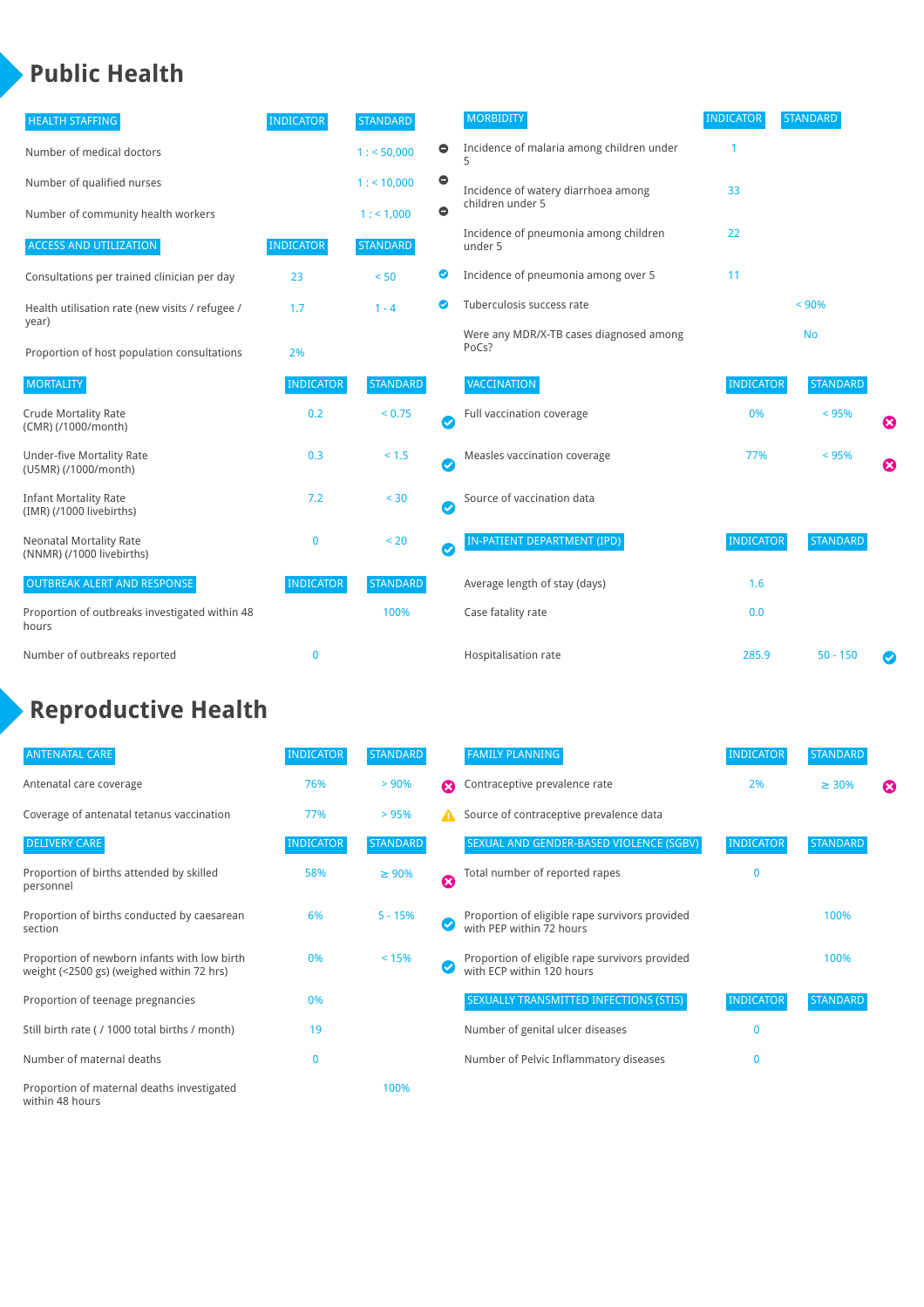# Public Health

| HEALTH STAFFING | INDICATOR | STANDARD | |
|---|---|---|---|
| Number of medical doctors | | 1 : < 50,000 | ⊖ |
| Number of qualified nurses | | 1 : < 10,000 | ⊖ |
| Number of community health workers | | 1 : < 1,000 | ⊖ |

| ACCESS AND UTILIZATION | INDICATOR | STANDARD | |
|---|---|---|---|
| Consultations per trained clinician per day | 23 | < 50 | ✔ |
| Health utilisation rate (new visits / refugee / year) | 1.7 | 1 - 4 | ✔ |
| Proportion of host population consultations | 2% | | |

| MORTALITY | INDICATOR | STANDARD | |
|---|---|---|---|
| Crude Mortality Rate (CMR) (/1000/month) | 0.2 | < 0.75 | ✔ |
| Under-five Mortality Rate (U5MR) (/1000/month) | 0.3 | < 1.5 | ✔ |
| Infant Mortality Rate (IMR) (/1000 livebirths) | 7.2 | < 30 | ✔ |
| Neonatal Mortality Rate (NNMR) (/1000 livebirths) | 0 | < 20 | ✔ |

| OUTBREAK ALERT AND RESPONSE | INDICATOR | STANDARD |
|---|---|---|
| Proportion of outbreaks investigated within 48 hours | | 100% |
| Number of outbreaks reported | 0 | |

| MORBIDITY | INDICATOR | STANDARD |
|---|---|---|
| Incidence of malaria among children under 5 | 1 | |
| Incidence of watery diarrhoea among children under 5 | 33 | |
| Incidence of pneumonia among children under 5 | 22 | |
| Incidence of pneumonia among over 5 | 11 | |
| Tuberculosis success rate | | < 90% |
| Were any MDR/X-TB cases diagnosed among PoCs? | | No |

| VACCINATION | INDICATOR | STANDARD | |
|---|---|---|---|
| Full vaccination coverage | 0% | < 95% | ✖ |
| Measles vaccination coverage | 77% | < 95% | ✖ |
| Source of vaccination data | | | |

| IN-PATIENT DEPARTMENT (IPD) | INDICATOR | STANDARD | |
|---|---|---|---|
| Average length of stay (days) | 1.6 | | |
| Case fatality rate | 0.0 | | |
| Hospitalisation rate | 285.9 | 50 - 150 | ✔ |

# Reproductive Health

| ANTENATAL CARE | INDICATOR | STANDARD | |
|---|---|---|---|
| Antenatal care coverage | 76% | > 90% | ✖ |
| Coverage of antenatal tetanus vaccination | 77% | > 95% | |

| DELIVERY CARE | INDICATOR | STANDARD | |
|---|---|---|---|
| Proportion of births attended by skilled personnel | 58% | ≥ 90% | ✖ |
| Proportion of births conducted by caesarean section | 6% | 5 - 15% | ✔ |
| Proportion of newborn infants with low birth weight (<2500 gs) (weighed within 72 hrs) | 0% | < 15% | ✔ |
| Proportion of teenage pregnancies | 0% | | |
| Still birth rate ( / 1000 total births / month) | 19 | | |
| Number of maternal deaths | 0 | | |
| Proportion of maternal deaths investigated within 48 hours | | 100% | |

| FAMILY PLANNING | INDICATOR | STANDARD | |
|---|---|---|---|
| Contraceptive prevalence rate | 2% | ≥ 30% | ✖ |
| Source of contraceptive prevalence data | | | ⚠ |

| SEXUAL AND GENDER-BASED VIOLENCE (SGBV) | INDICATOR | STANDARD |
|---|---|---|
| Total number of reported rapes | 0 | |
| Proportion of eligible rape survivors provided with PEP within 72 hours | | 100% |
| Proportion of eligible rape survivors provided with ECP within 120 hours | | 100% |

| SEXUALLY TRANSMITTED INFECTIONS (STIS) | INDICATOR | STANDARD |
|---|---|---|
| Number of genital ulcer diseases | 0 | |
| Number of Pelvic Inflammatory diseases | 0 | |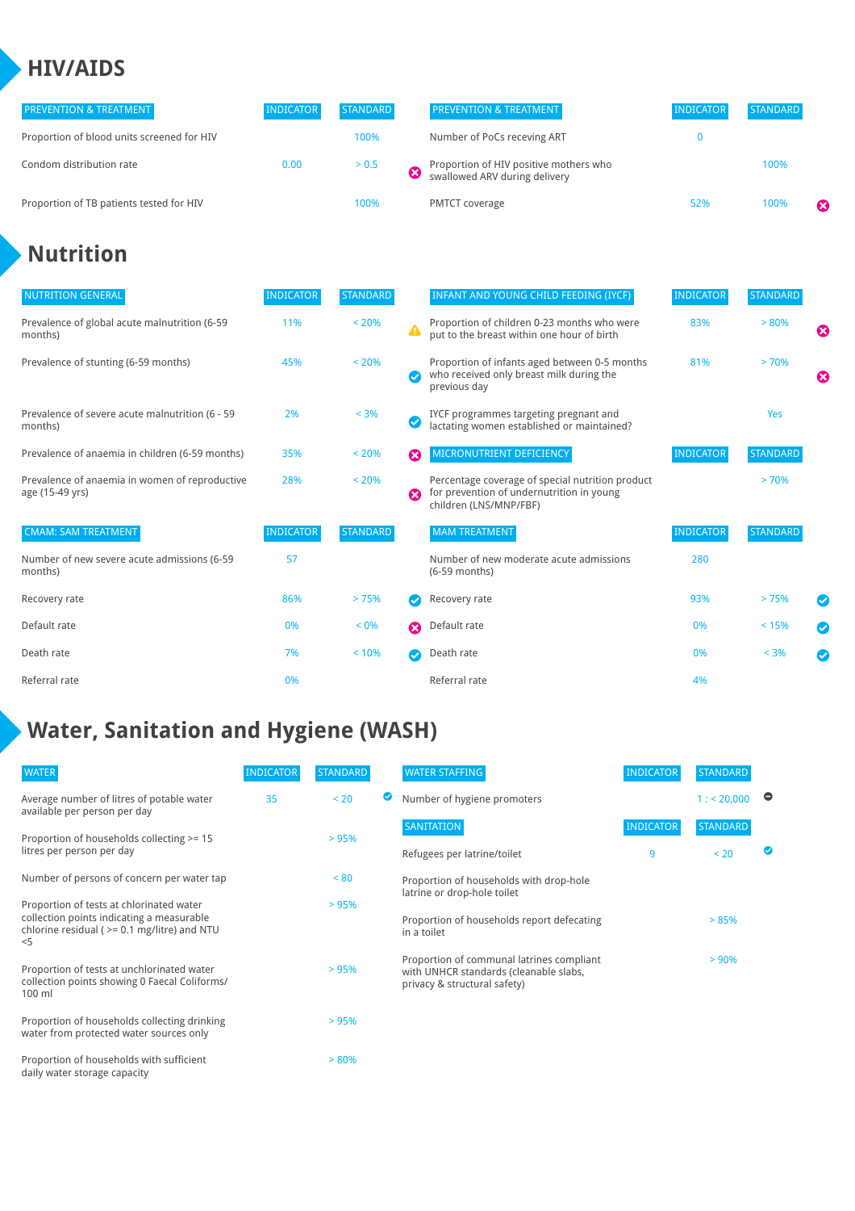# HIV/AIDS

| PREVENTION & TREATMENT | INDICATOR | STANDARD |
|---|---|---|
| Proportion of blood units screened for HIV | | 100% |
| Condom distribution rate | 0.00 | > 0.5 |
| Proportion of TB patients tested for HIV | | 100% |

| PREVENTION & TREATMENT | INDICATOR | STANDARD |
|---|---|---|
| Number of PoCs receving ART | 0 | |
| Proportion of HIV positive mothers who swallowed ARV during delivery | | 100% |
| PMTCT coverage | 52% | 100% |

# Nutrition

| NUTRITION GENERAL | INDICATOR | STANDARD |
|---|---|---|
| Prevalence of global acute malnutrition (6-59 months) | 11% | < 20% |
| Prevalence of stunting (6-59 months) | 45% | < 20% |
| Prevalence of severe acute malnutrition (6 - 59 months) | 2% | < 3% |
| Prevalence of anaemia in children (6-59 months) | 35% | < 20% |
| Prevalence of anaemia in women of reproductive age (15-49 yrs) | 28% | < 20% |

| INFANT AND YOUNG CHILD FEEDING (IYCF) | INDICATOR | STANDARD |
|---|---|---|
| Proportion of children 0-23 months who were put to the breast within one hour of birth | 83% | > 80% |
| Proportion of infants aged between 0-5 months who received only breast milk during the previous day | 81% | > 70% |
| IYCF programmes targeting pregnant and lactating women established or maintained? | | Yes |

| MICRONUTRIENT DEFICIENCY | INDICATOR | STANDARD |
|---|---|---|
| Percentage coverage of special nutrition product for prevention of undernutrition in young children (LNS/MNP/FBF) | | > 70% |

| CMAM: SAM TREATMENT | INDICATOR | STANDARD |
|---|---|---|
| Number of new severe acute admissions (6-59 months) | 57 | |
| Recovery rate | 86% | > 75% |
| Default rate | 0% | < 0% |
| Death rate | 7% | < 10% |
| Referral rate | 0% | |

| MAM TREATMENT | INDICATOR | STANDARD |
|---|---|---|
| Number of new moderate acute admissions (6-59 months) | 280 | |
| Recovery rate | 93% | > 75% |
| Default rate | 0% | < 15% |
| Death rate | 0% | < 3% |
| Referral rate | 4% | |

# Water, Sanitation and Hygiene (WASH)

| WATER | INDICATOR | STANDARD |
|---|---|---|
| Average number of litres of potable water available per person per day | 35 | < 20 |
| Proportion of households collecting >= 15 litres per person per day | | > 95% |
| Number of persons of concern per water tap | | < 80 |
| Proportion of tests at chlorinated water collection points indicating a measurable chlorine residual ( >= 0.1 mg/litre) and NTU <5 | | > 95% |
| Proportion of tests at unchlorinated water collection points showing 0 Faecal Coliforms/ 100 ml | | > 95% |
| Proportion of households collecting drinking water from protected water sources only | | > 95% |
| Proportion of households with sufficient daily water storage capacity | | > 80% |

| WATER STAFFING | INDICATOR | STANDARD |
|---|---|---|
| Number of hygiene promoters | | 1 : < 20,000 |

| SANITATION | INDICATOR | STANDARD |
|---|---|---|
| Refugees per latrine/toilet | 9 | < 20 |
| Proportion of households with drop-hole latrine or drop-hole toilet | | |
| Proportion of households report defecating in a toilet | | > 85% |
| Proportion of communal latrines compliant with UNHCR standards (cleanable slabs, privacy & structural safety) | | > 90% |